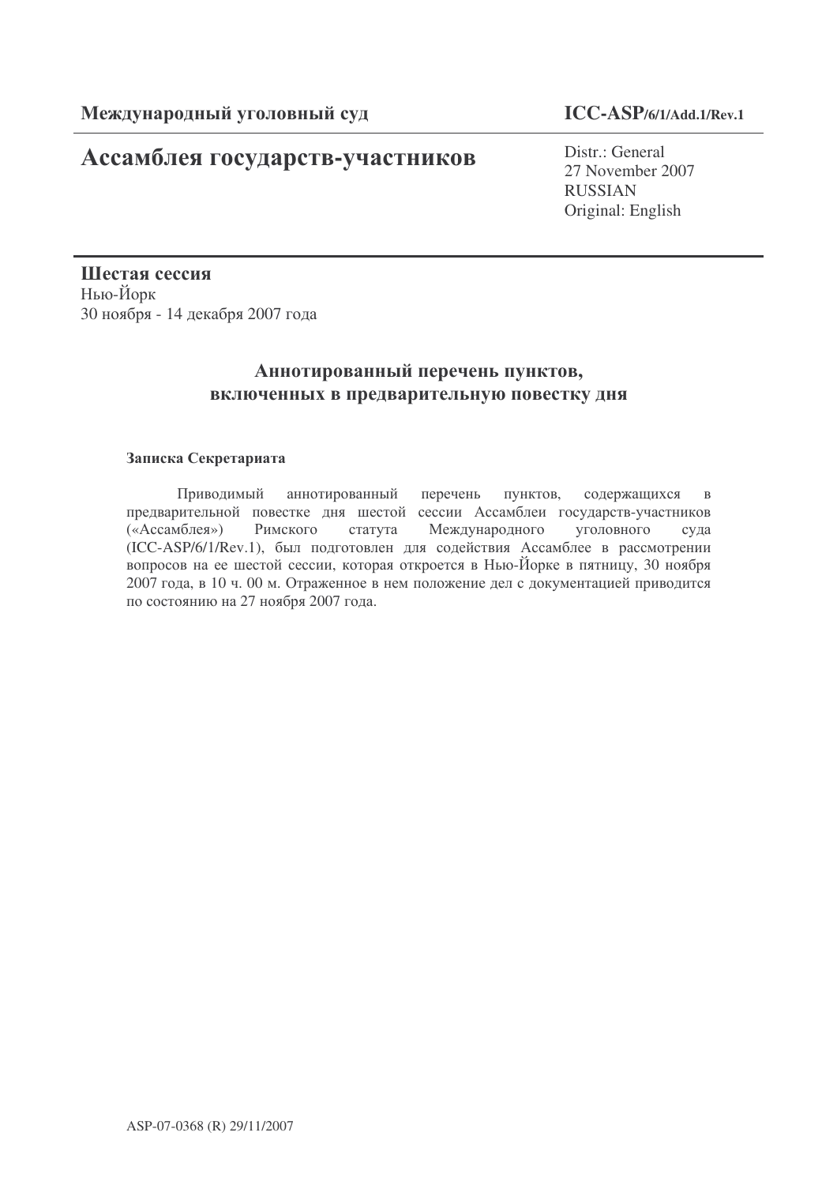**Международный уголовный суд** **ICC-ASP/6/1/Add.1/Rev.1**

# Ассамблея государств-участников

Distr.: General
27 November 2007
RUSSIAN
Original: English

**Шестая сессия**
Нью-Йорк
30 ноября - 14 декабря 2007 года

## Аннотированный перечень пунктов, включенных в предварительную повестку дня

**Записка Секретариата**

Приводимый аннотированный перечень пунктов, содержащихся в предварительной повестке дня шестой сессии Ассамблеи государств-участников («Ассамблея») Римского статута Международного уголовного суда (ICC-ASP/6/1/Rev.1), был подготовлен для содействия Ассамблее в рассмотрении вопросов на ее шестой сессии, которая откроется в Нью-Йорке в пятницу, 30 ноября 2007 года, в 10 ч. 00 м. Отраженное в нем положение дел с документацией приводится по состоянию на 27 ноября 2007 года.

ASP-07-0368 (R) 29/11/2007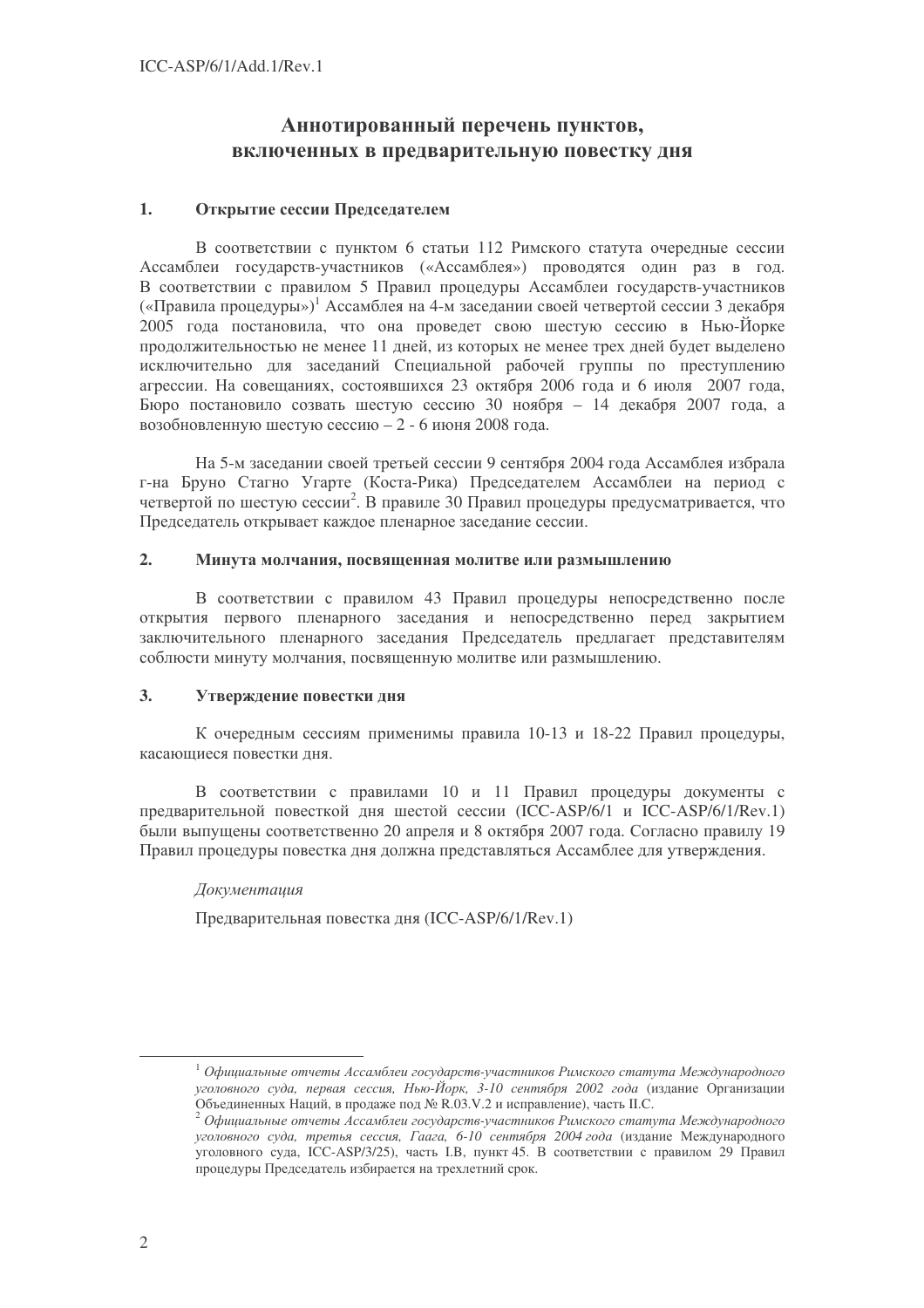# Аннотированный перечень пунктов, включенных в предварительную повестку дня

## 1. Открытие сессии Председателем

В соответствии с пунктом 6 статьи 112 Римского статута очередные сессии Ассамблеи государств-участников («Ассамблея») проводятся один раз в год. В соответствии с правилом 5 Правил процедуры Ассамблеи государств-участников («Правила процедуры»)[1] Ассамблея на 4-м заседании своей четвертой сессии 3 декабря 2005 года постановила, что она проведет свою шестую сессию в Нью-Йорке продолжительностью не менее 11 дней, из которых не менее трех дней будет выделено исключительно для заседаний Специальной рабочей группы по преступлению агрессии. На совещаниях, состоявшихся 23 октября 2006 года и 6 июля 2007 года, Бюро постановило созвать шестую сессию 30 ноября – 14 декабря 2007 года, а возобновленную шестую сессию – 2 - 6 июня 2008 года.

На 5-м заседании своей третьей сессии 9 сентября 2004 года Ассамблея избрала г-на Бруно Стагно Угарте (Коста-Рика) Председателем Ассамблеи на период с четвертой по шестую сессии[2]. В правиле 30 Правил процедуры предусматривается, что Председатель открывает каждое пленарное заседание сессии.

## 2. Минута молчания, посвященная молитве или размышлению

В соответствии с правилом 43 Правил процедуры непосредственно после открытия первого пленарного заседания и непосредственно перед закрытием заключительного пленарного заседания Председатель предлагает представителям соблюсти минуту молчания, посвященную молитве или размышлению.

## 3. Утверждение повестки дня

К очередным сессиям применимы правила 10-13 и 18-22 Правил процедуры, касающиеся повестки дня.

В соответствии с правилами 10 и 11 Правил процедуры документы с предварительной повесткой дня шестой сессии (ICC-ASP/6/1 и ICC-ASP/6/1/Rev.1) были выпущены соответственно 20 апреля и 8 октября 2007 года. Согласно правилу 19 Правил процедуры повестка дня должна представляться Ассамблее для утверждения.

*Документация*

Предварительная повестка дня (ICC-ASP/6/1/Rev.1)

---

[1] *Официальные отчеты Ассамблеи государств-участников Римского статута Международного уголовного суда, первая сессия, Нью-Йорк, 3-10 сентября 2002 года* (издание Организации Объединенных Наций, в продаже под № R.03.V.2 и исправление), часть II.C.

[2] *Официальные отчеты Ассамблеи государств-участников Римского статута Международного уголовного суда, третья сессия, Гаага, 6-10 сентября 2004 года* (издание Международного уголовного суда, ICC-ASP/3/25), часть I.B, пункт 45. В соответствии с правилом 29 Правил процедуры Председатель избирается на трехлетний срок.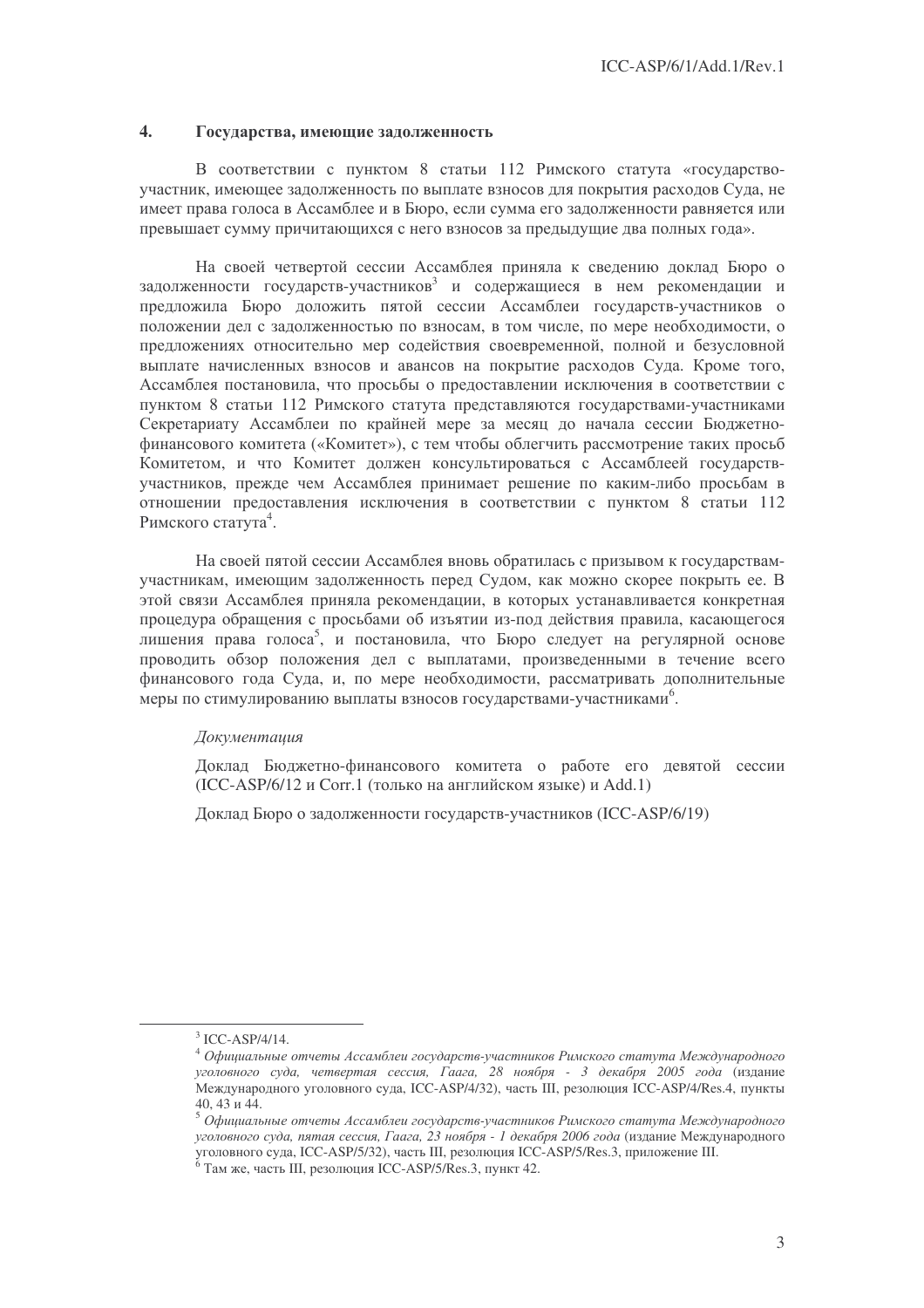## 4. Государства, имеющие задолженность

В соответствии с пунктом 8 статьи 112 Римского статута «государство-участник, имеющее задолженность по выплате взносов для покрытия расходов Суда, не имеет права голоса в Ассамблее и в Бюро, если сумма его задолженности равняется или превышает сумму причитающихся с него взносов за предыдущие два полных года».

На своей четвертой сессии Ассамблея приняла к сведению доклад Бюро о задолженности государств-участников[3] и содержащиеся в нем рекомендации и предложила Бюро доложить пятой сессии Ассамблеи государств-участников о положении дел с задолженностью по взносам, в том числе, по мере необходимости, о предложениях относительно мер содействия своевременной, полной и безусловной выплате начисленных взносов и авансов на покрытие расходов Суда. Кроме того, Ассамблея постановила, что просьбы о предоставлении исключения в соответствии с пунктом 8 статьи 112 Римского статута представляются государствами-участниками Секретариату Ассамблеи по крайней мере за месяц до начала сессии Бюджетно-финансового комитета («Комитет»), с тем чтобы облегчить рассмотрение таких просьб Комитетом, и что Комитет должен консультироваться с Ассамблеей государств-участников, прежде чем Ассамблея принимает решение по каким-либо просьбам в отношении предоставления исключения в соответствии с пунктом 8 статьи 112 Римского статута[4].

На своей пятой сессии Ассамблея вновь обратилась с призывом к государствам-участникам, имеющим задолженность перед Судом, как можно скорее покрыть ее. В этой связи Ассамблея приняла рекомендации, в которых устанавливается конкретная процедура обращения с просьбами об изъятии из-под действия правила, касающегося лишения права голоса[5], и постановила, что Бюро следует на регулярной основе проводить обзор положения дел с выплатами, произведенными в течение всего финансового года Суда, и, по мере необходимости, рассматривать дополнительные меры по стимулированию выплаты взносов государствами-участниками[6].

*Документация*

Доклад Бюджетно-финансового комитета о работе его девятой сессии (ICC-ASP/6/12 и Corr.1 (только на английском языке) и Add.1)

Доклад Бюро о задолженности государств-участников (ICC-ASP/6/19)

---

[3] ICC-ASP/4/14.

[4] *Официальные отчеты Ассамблеи государств-участников Римского статута Международного уголовного суда, четвертая сессия, Гаага, 28 ноября - 3 декабря 2005 года* (издание Международного уголовного суда, ICC-ASP/4/32), часть III, резолюция ICC-ASP/4/Res.4, пункты 40, 43 и 44.

[5] *Официальные отчеты Ассамблеи государств-участников Римского статута Международного уголовного суда, пятая сессия, Гаага, 23 ноября - 1 декабря 2006 года* (издание Международного уголовного суда, ICC-ASP/5/32), часть III, резолюция ICC-ASP/5/Res.3, приложение III.

[6] Там же, часть III, резолюция ICC-ASP/5/Res.3, пункт 42.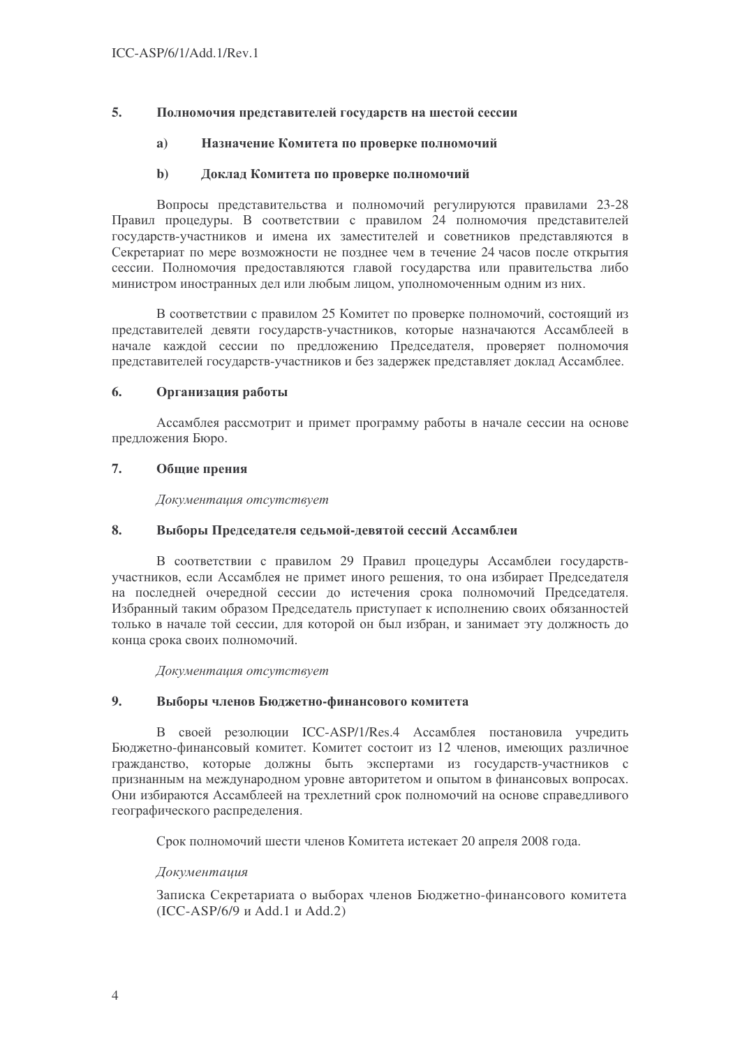## 5. Полномочия представителей государств на шестой сессии

### a) Назначение Комитета по проверке полномочий

### b) Доклад Комитета по проверке полномочий

Вопросы представительства и полномочий регулируются правилами 23-28 Правил процедуры. В соответствии с правилом 24 полномочия представителей государств-участников и имена их заместителей и советников представляются в Секретариат по мере возможности не позднее чем в течение 24 часов после открытия сессии. Полномочия предоставляются главой государства или правительства либо министром иностранных дел или любым лицом, уполномоченным одним из них.

В соответствии с правилом 25 Комитет по проверке полномочий, состоящий из представителей девяти государств-участников, которые назначаются Ассамблеей в начале каждой сессии по предложению Председателя, проверяет полномочия представителей государств-участников и без задержек представляет доклад Ассамблее.

## 6. Организация работы

Ассамблея рассмотрит и примет программу работы в начале сессии на основе предложения Бюро.

## 7. Общие прения

*Документация отсутствует*

## 8. Выборы Председателя седьмой-девятой сессий Ассамблеи

В соответствии с правилом 29 Правил процедуры Ассамблеи государств-участников, если Ассамблея не примет иного решения, то она избирает Председателя на последней очередной сессии до истечения срока полномочий Председателя. Избранный таким образом Председатель приступает к исполнению своих обязанностей только в начале той сессии, для которой он был избран, и занимает эту должность до конца срока своих полномочий.

*Документация отсутствует*

## 9. Выборы членов Бюджетно-финансового комитета

В своей резолюции ICC-ASP/1/Res.4 Ассамблея постановила учредить Бюджетно-финансовый комитет. Комитет состоит из 12 членов, имеющих различное гражданство, которые должны быть экспертами из государств-участников с признанным на международном уровне авторитетом и опытом в финансовых вопросах. Они избираются Ассамблеей на трехлетний срок полномочий на основе справедливого географического распределения.

Срок полномочий шести членов Комитета истекает 20 апреля 2008 года.

*Документация*

Записка Секретариата о выборах членов Бюджетно-финансового комитета (ICC-ASP/6/9 и Add.1 и Add.2)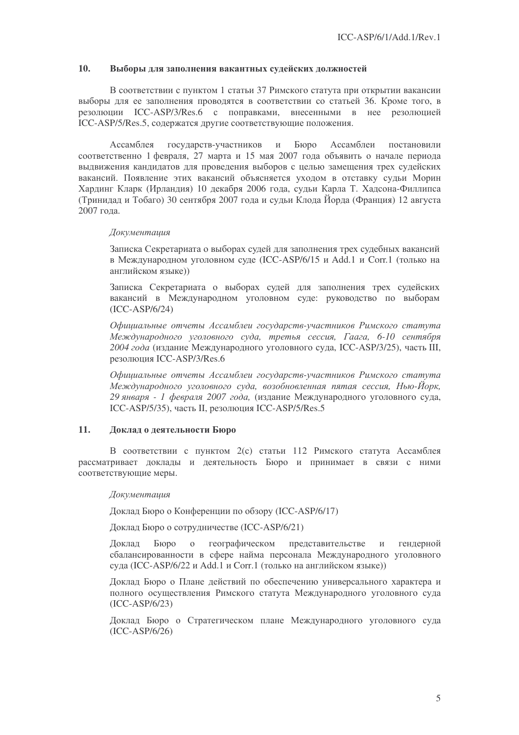## 10. Выборы для заполнения вакантных судейских должностей

В соответствии с пунктом 1 статьи 37 Римского статута при открытии вакансии выборы для ее заполнения проводятся в соответствии со статьей 36. Кроме того, в резолюции ICC-ASP/3/Res.6 с поправками, внесенными в нее резолюцией ICC-ASP/5/Res.5, содержатся другие соответствующие положения.

Ассамблея государств-участников и Бюро Ассамблеи постановили соответственно 1 февраля, 27 марта и 15 мая 2007 года объявить о начале периода выдвижения кандидатов для проведения выборов с целью замещения трех судейских вакансий. Появление этих вакансий объясняется уходом в отставку судьи Морин Хардинг Кларк (Ирландия) 10 декабря 2006 года, судьи Карла Т. Хадсона-Филлипса (Тринидад и Тобаго) 30 сентября 2007 года и судьи Клода Йорда (Франция) 12 августа 2007 года.

*Документация*

Записка Секретариата о выборах судей для заполнения трех судебных вакансий в Международном уголовном суде (ICC-ASP/6/15 и Add.1 и Corr.1 (только на английском языке))

Записка Секретариата о выборах судей для заполнения трех судейских вакансий в Международном уголовном суде: руководство по выборам (ICC-ASP/6/24)

*Официальные отчеты Ассамблеи государств-участников Римского статута Международного уголовного суда, третья сессия, Гаага, 6-10 сентября 2004 года* (издание Международного уголовного суда, ICC-ASP/3/25), часть III, резолюция ICC-ASP/3/Res.6

*Официальные отчеты Ассамблеи государств-участников Римского статута Международного уголовного суда, возобновленная пятая сессия, Нью-Йорк, 29 января - 1 февраля 2007 года,* (издание Международного уголовного суда, ICC-ASP/5/35), часть II, резолюция ICC-ASP/5/Res.5

## 11. Доклад о деятельности Бюро

В соответствии с пунктом 2(c) статьи 112 Римского статута Ассамблея рассматривает доклады и деятельность Бюро и принимает в связи с ними соответствующие меры.

*Документация*

Доклад Бюро о Конференции по обзору (ICC-ASP/6/17)

Доклад Бюро о сотрудничестве (ICC-ASP/6/21)

Доклад Бюро о географическом представительстве и гендерной сбалансированности в сфере найма персонала Международного уголовного суда (ICC-ASP/6/22 и Add.1 и Corr.1 (только на английском языке))

Доклад Бюро о Плане действий по обеспечению универсального характера и полного осуществления Римского статута Международного уголовного суда (ICC-ASP/6/23)

Доклад Бюро о Стратегическом плане Международного уголовного суда (ICC-ASP/6/26)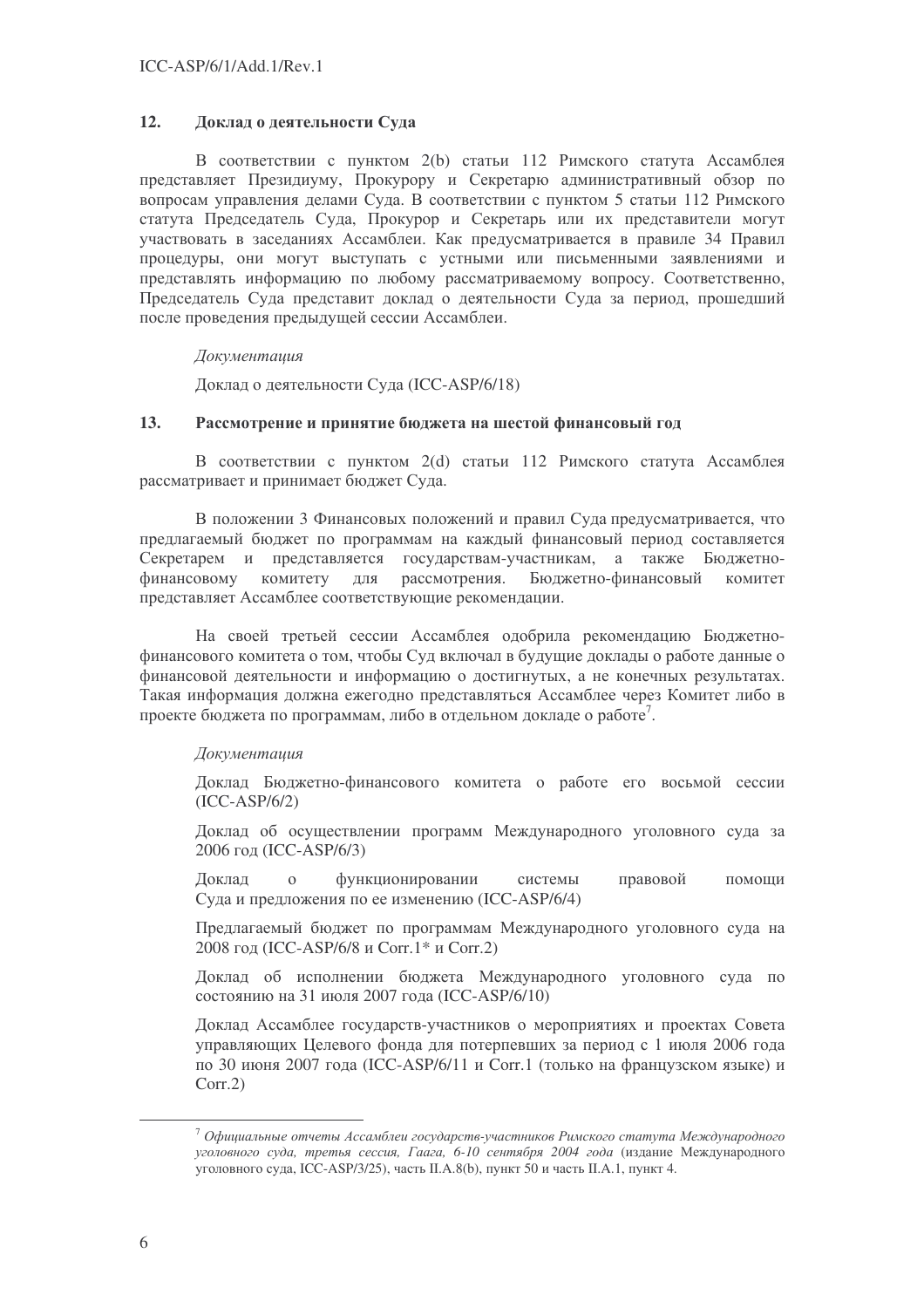## 12. Доклад о деятельности Суда

В соответствии с пунктом 2(b) статьи 112 Римского статута Ассамблея представляет Президиуму, Прокурору и Секретарю административный обзор по вопросам управления делами Суда. В соответствии с пунктом 5 статьи 112 Римского статута Председатель Суда, Прокурор и Секретарь или их представители могут участвовать в заседаниях Ассамблеи. Как предусматривается в правиле 34 Правил процедуры, они могут выступать с устными или письменными заявлениями и представлять информацию по любому рассматриваемому вопросу. Соответственно, Председатель Суда представит доклад о деятельности Суда за период, прошедший после проведения предыдущей сессии Ассамблеи.

*Документация*

Доклад о деятельности Суда (ICC-ASP/6/18)

## 13. Рассмотрение и принятие бюджета на шестой финансовый год

В соответствии с пунктом 2(d) статьи 112 Римского статута Ассамблея рассматривает и принимает бюджет Суда.

В положении 3 Финансовых положений и правил Суда предусматривается, что предлагаемый бюджет по программам на каждый финансовый период составляется Секретарем и представляется государствам-участникам, а также Бюджетно-финансовому комитету для рассмотрения. Бюджетно-финансовый комитет представляет Ассамблее соответствующие рекомендации.

На своей третьей сессии Ассамблея одобрила рекомендацию Бюджетно-финансового комитета о том, чтобы Суд включал в будущие доклады о работе данные о финансовой деятельности и информацию о достигнутых, а не конечных результатах. Такая информация должна ежегодно представляться Ассамблее через Комитет либо в проекте бюджета по программам, либо в отдельном докладе о работе[7].

*Документация*

Доклад Бюджетно-финансового комитета о работе его восьмой сессии (ICC-ASP/6/2)

Доклад об осуществлении программ Международного уголовного суда за 2006 год (ICC-ASP/6/3)

Доклад о функционировании системы правовой помощи Суда и предложения по ее изменению (ICC-ASP/6/4)

Предлагаемый бюджет по программам Международного уголовного суда на 2008 год (ICC-ASP/6/8 и Corr.1* и Corr.2)

Доклад об исполнении бюджета Международного уголовного суда по состоянию на 31 июля 2007 года (ICC-ASP/6/10)

Доклад Ассамблее государств-участников о мероприятиях и проектах Совета управляющих Целевого фонда для потерпевших за период с 1 июля 2006 года по 30 июня 2007 года (ICC-ASP/6/11 и Corr.1 (только на французском языке) и Corr.2)

---

[7] *Официальные отчеты Ассамблеи государств-участников Римского статута Международного уголовного суда, третья сессия, Гаага, 6-10 сентября 2004 года* (издание Международного уголовного суда, ICC-ASP/3/25), часть II.A.8(b), пункт 50 и часть II.A.1, пункт 4.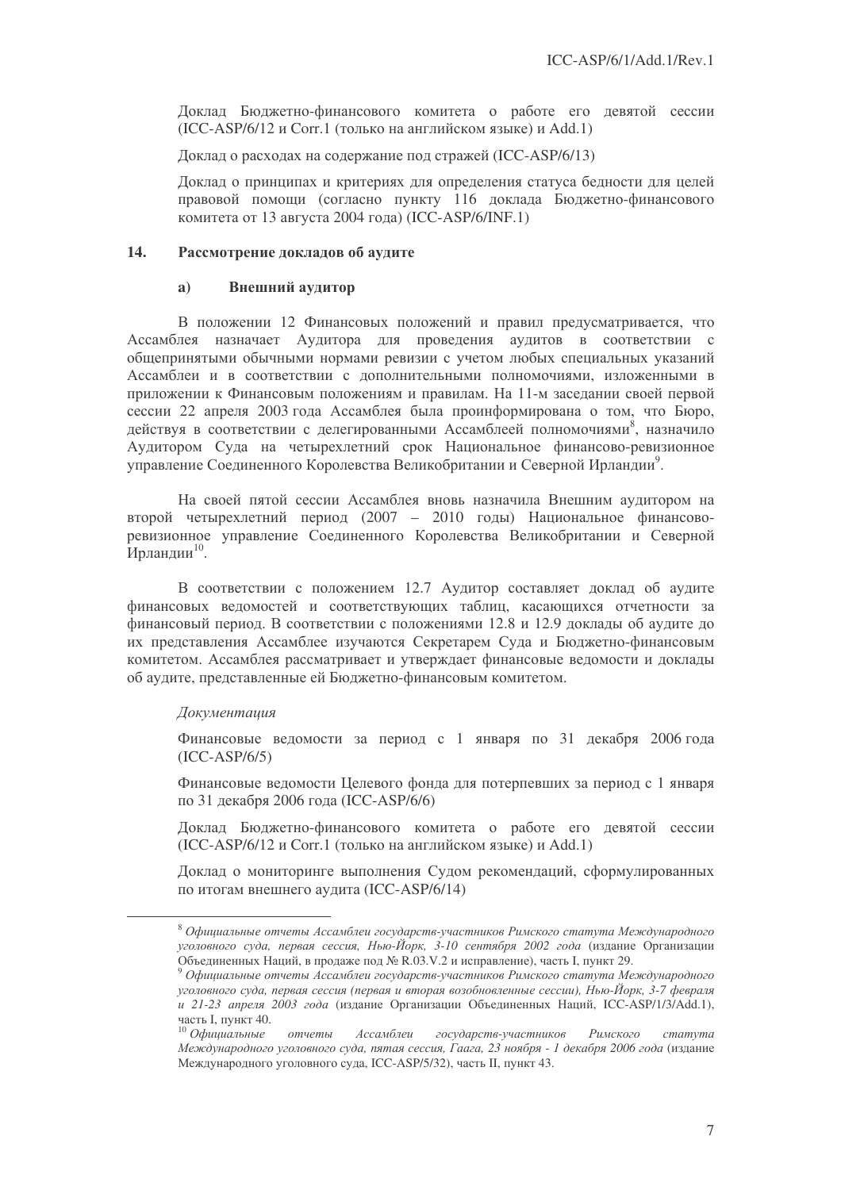Доклад Бюджетно-финансового комитета о работе его девятой сессии (ICC-ASP/6/12 и Corr.1 (только на английском языке) и Add.1)

Доклад о расходах на содержание под стражей (ICC-ASP/6/13)

Доклад о принципах и критериях для определения статуса бедности для целей правовой помощи (согласно пункту 116 доклада Бюджетно-финансового комитета от 13 августа 2004 года) (ICC-ASP/6/INF.1)

## 14. Рассмотрение докладов об аудите

### a) Внешний аудитор

В положении 12 Финансовых положений и правил предусматривается, что Ассамблея назначает Аудитора для проведения аудитов в соответствии с общепринятыми обычными нормами ревизии с учетом любых специальных указаний Ассамблеи и в соответствии с дополнительными полномочиями, изложенными в приложении к Финансовым положениям и правилам. На 11-м заседании своей первой сессии 22 апреля 2003 года Ассамблея была проинформирована о том, что Бюро, действуя в соответствии с делегированными Ассамблеей полномочиями[8], назначило Аудитором Суда на четырехлетний срок Национальное финансово-ревизионное управление Соединенного Королевства Великобритании и Северной Ирландии[9].

На своей пятой сессии Ассамблея вновь назначила Внешним аудитором на второй четырехлетний период (2007 – 2010 годы) Национальное финансово-ревизионное управление Соединенного Королевства Великобритании и Северной Ирландии[10].

В соответствии с положением 12.7 Аудитор составляет доклад об аудите финансовых ведомостей и соответствующих таблиц, касающихся отчетности за финансовый период. В соответствии с положениями 12.8 и 12.9 доклады об аудите до их представления Ассамблее изучаются Секретарем Суда и Бюджетно-финансовым комитетом. Ассамблея рассматривает и утверждает финансовые ведомости и доклады об аудите, представленные ей Бюджетно-финансовым комитетом.

*Документация*

Финансовые ведомости за период с 1 января по 31 декабря 2006 года (ICC-ASP/6/5)

Финансовые ведомости Целевого фонда для потерпевших за период с 1 января по 31 декабря 2006 года (ICC-ASP/6/6)

Доклад Бюджетно-финансового комитета о работе его девятой сессии (ICC-ASP/6/12 и Corr.1 (только на английском языке) и Add.1)

Доклад о мониторинге выполнения Судом рекомендаций, сформулированных по итогам внешнего аудита (ICC-ASP/6/14)

---

[8] *Официальные отчеты Ассамблеи государств-участников Римского статута Международного уголовного суда, первая сессия, Нью-Йорк, 3-10 сентября 2002 года* (издание Организации Объединенных Наций, в продаже под № R.03.V.2 и исправление), часть I, пункт 29.

[9] *Официальные отчеты Ассамблеи государств-участников Римского статута Международного уголовного суда, первая сессия (первая и вторая возобновленные сессии), Нью-Йорк, 3-7 февраля и 21-23 апреля 2003 года* (издание Организации Объединенных Наций, ICC-ASP/1/3/Add.1), часть I, пункт 40.

[10] *Официальные отчеты Ассамблеи государств-участников Римского статута Международного уголовного суда, пятая сессия, Гаага, 23 ноября - 1 декабря 2006 года* (издание Международного уголовного суда, ICC-ASP/5/32), часть II, пункт 43.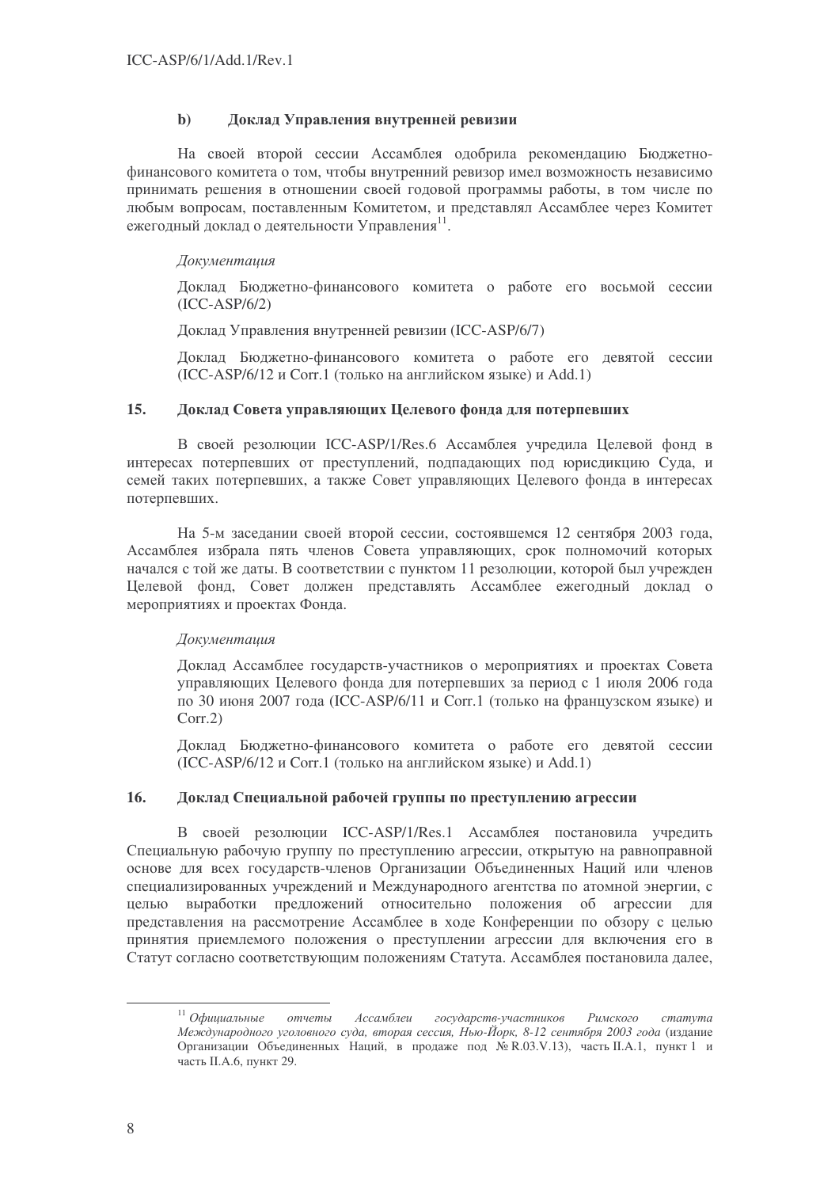### b) Доклад Управления внутренней ревизии

На своей второй сессии Ассамблея одобрила рекомендацию Бюджетно-финансового комитета о том, чтобы внутренний ревизор имел возможность независимо принимать решения в отношении своей годовой программы работы, в том числе по любым вопросам, поставленным Комитетом, и представлял Ассамблее через Комитет ежегодный доклад о деятельности Управления[11].

*Документация*

Доклад Бюджетно-финансового комитета о работе его восьмой сессии (ICC-ASP/6/2)

Доклад Управления внутренней ревизии (ICC-ASP/6/7)

Доклад Бюджетно-финансового комитета о работе его девятой сессии (ICC-ASP/6/12 и Corr.1 (только на английском языке) и Add.1)

## 15. Доклад Совета управляющих Целевого фонда для потерпевших

В своей резолюции ICC-ASP/1/Res.6 Ассамблея учредила Целевой фонд в интересах потерпевших от преступлений, подпадающих под юрисдикцию Суда, и семей таких потерпевших, а также Совет управляющих Целевого фонда в интересах потерпевших.

На 5-м заседании своей второй сессии, состоявшемся 12 сентября 2003 года, Ассамблея избрала пять членов Совета управляющих, срок полномочий которых начался с той же даты. В соответствии с пунктом 11 резолюции, которой был учрежден Целевой фонд, Совет должен представлять Ассамблее ежегодный доклад о мероприятиях и проектах Фонда.

*Документация*

Доклад Ассамблее государств-участников о мероприятиях и проектах Совета управляющих Целевого фонда для потерпевших за период с 1 июля 2006 года по 30 июня 2007 года (ICC-ASP/6/11 и Corr.1 (только на французском языке) и Corr.2)

Доклад Бюджетно-финансового комитета о работе его девятой сессии (ICC-ASP/6/12 и Corr.1 (только на английском языке) и Add.1)

## 16. Доклад Специальной рабочей группы по преступлению агрессии

В своей резолюции ICC-ASP/1/Res.1 Ассамблея постановила учредить Специальную рабочую группу по преступлению агрессии, открытую на равноправной основе для всех государств-членов Организации Объединенных Наций или членов специализированных учреждений и Международного агентства по атомной энергии, с целью выработки предложений относительно положения об агрессии для представления на рассмотрение Ассамблее в ходе Конференции по обзору с целью принятия приемлемого положения о преступлении агрессии для включения его в Статут согласно соответствующим положениям Статута. Ассамблея постановила далее,

---

[11] *Официальные отчеты Ассамблеи государств-участников Римского статута Международного уголовного суда, вторая сессия, Нью-Йорк, 8-12 сентября 2003 года* (издание Организации Объединенных Наций, в продаже под № R.03.V.13), часть II.A.1, пункт 1 и часть II.A.6, пункт 29.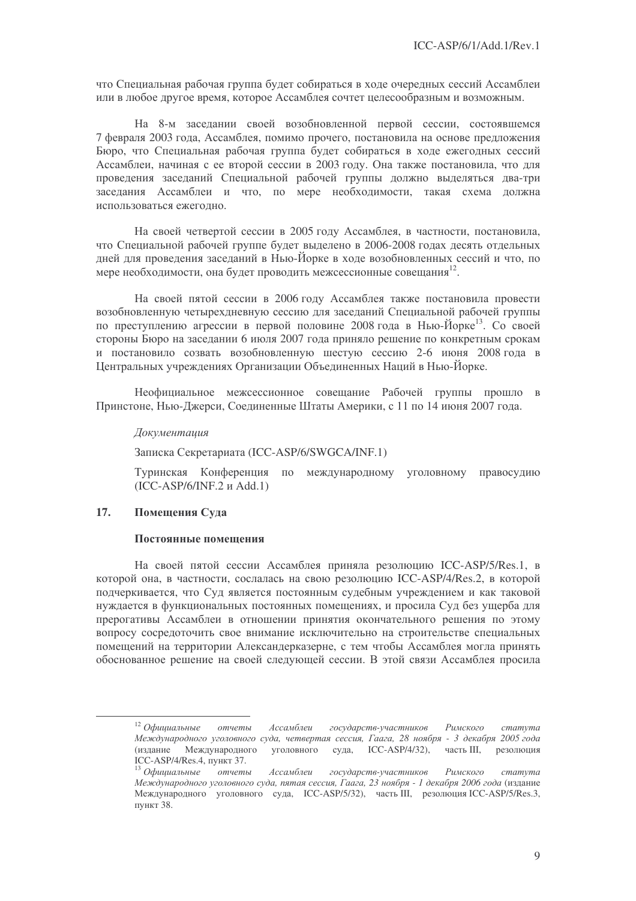что Специальная рабочая группа будет собираться в ходе очередных сессий Ассамблеи или в любое другое время, которое Ассамблея сочтет целесообразным и возможным.

На 8-м заседании своей возобновленной первой сессии, состоявшемся 7 февраля 2003 года, Ассамблея, помимо прочего, постановила на основе предложения Бюро, что Специальная рабочая группа будет собираться в ходе ежегодных сессий Ассамблеи, начиная с ее второй сессии в 2003 году. Она также постановила, что для проведения заседаний Специальной рабочей группы должно выделяться два-три заседания Ассамблеи и что, по мере необходимости, такая схема должна использоваться ежегодно.

На своей четвертой сессии в 2005 году Ассамблея, в частности, постановила, что Специальной рабочей группе будет выделено в 2006-2008 годах десять отдельных дней для проведения заседаний в Нью-Йорке в ходе возобновленных сессий и что, по мере необходимости, она будет проводить межсессионные совещания[12].

На своей пятой сессии в 2006 году Ассамблея также постановила провести возобновленную четырехдневную сессию для заседаний Специальной рабочей группы по преступлению агрессии в первой половине 2008 года в Нью-Йорке[13]. Со своей стороны Бюро на заседании 6 июля 2007 года приняло решение по конкретным срокам и постановило созвать возобновленную шестую сессию 2-6 июня 2008 года в Центральных учреждениях Организации Объединенных Наций в Нью-Йорке.

Неофициальное межсессионное совещание Рабочей группы прошло в Принстоне, Нью-Джерси, Соединенные Штаты Америки, с 11 по 14 июня 2007 года.

*Документация*

Записка Секретариата (ICC-ASP/6/SWGCA/INF.1)

Туринская Конференция по международному уголовному правосудию (ICC-ASP/6/INF.2 и Add.1)

## 17. Помещения Суда

### Постоянные помещения

На своей пятой сессии Ассамблея приняла резолюцию ICC-ASP/5/Res.1, в которой она, в частности, сослалась на свою резолюцию ICC-ASP/4/Res.2, в которой подчеркивается, что Суд является постоянным судебным учреждением и как таковой нуждается в функциональных постоянных помещениях, и просила Суд без ущерба для прерогативы Ассамблеи в отношении принятия окончательного решения по этому вопросу сосредоточить свое внимание исключительно на строительстве специальных помещений на территории Александерказерне, с тем чтобы Ассамблея могла принять обоснованное решение на своей следующей сессии. В этой связи Ассамблея просила

---

[12] *Официальные отчеты Ассамблеи государств-участников Римского статута Международного уголовного суда, четвертая сессия, Гаага, 28 ноября - 3 декабря 2005 года* (издание Международного уголовного суда, ICC-ASP/4/32), часть III, резолюция ICC-ASP/4/Res.4, пункт 37.

[13] *Официальные отчеты Ассамблеи государств-участников Римского статута Международного уголовного суда, пятая сессия, Гаага, 23 ноября - 1 декабря 2006 года* (издание Международного уголовного суда, ICC-ASP/5/32), часть III, резолюция ICC-ASP/5/Res.3, пункт 38.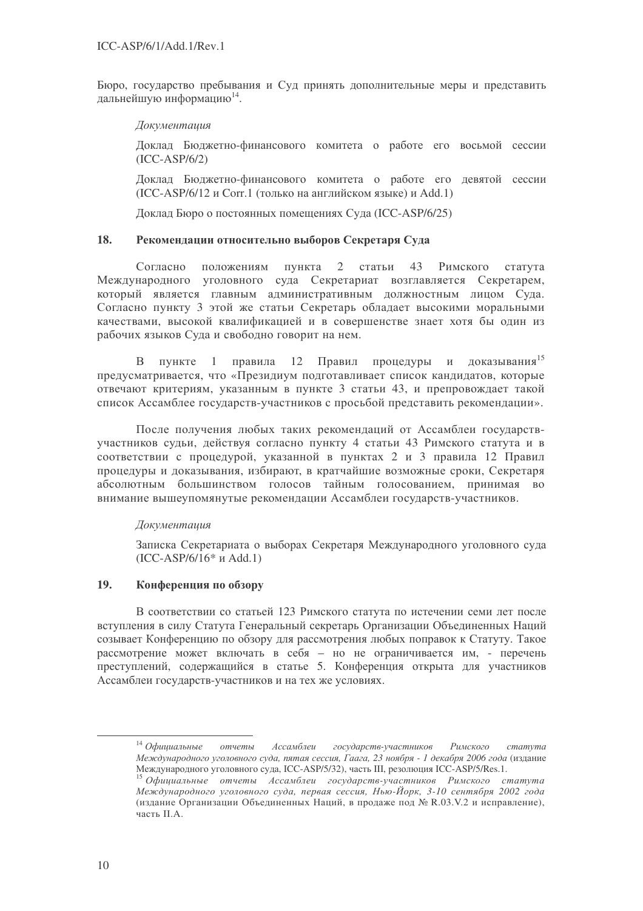Бюро, государство пребывания и Суд принять дополнительные меры и представить дальнейшую информацию[14].

*Документация*

Доклад Бюджетно-финансового комитета о работе его восьмой сессии (ICC-ASP/6/2)

Доклад Бюджетно-финансового комитета о работе его девятой сессии (ICC-ASP/6/12 и Corr.1 (только на английском языке) и Add.1)

Доклад Бюро о постоянных помещениях Суда (ICC-ASP/6/25)

## 18. Рекомендации относительно выборов Секретаря Суда

Согласно положениям пункта 2 статьи 43 Римского статута Международного уголовного суда Секретариат возглавляется Секретарем, который является главным административным должностным лицом Суда. Согласно пункту 3 этой же статьи Секретарь обладает высокими моральными качествами, высокой квалификацией и в совершенстве знает хотя бы один из рабочих языков Суда и свободно говорит на нем.

В пункте 1 правила 12 Правил процедуры и доказывания[15] предусматривается, что «Президиум подготавливает список кандидатов, которые отвечают критериям, указанным в пункте 3 статьи 43, и препровождает такой список Ассамблее государств-участников с просьбой представить рекомендации».

После получения любых таких рекомендаций от Ассамблеи государств-участников судьи, действуя согласно пункту 4 статьи 43 Римского статута и в соответствии с процедурой, указанной в пунктах 2 и 3 правила 12 Правил процедуры и доказывания, избирают, в кратчайшие возможные сроки, Секретаря абсолютным большинством голосов тайным голосованием, принимая во внимание вышеупомянутые рекомендации Ассамблеи государств-участников.

*Документация*

Записка Секретариата о выборах Секретаря Международного уголовного суда (ICC-ASP/6/16* и Add.1)

## 19. Конференция по обзору

В соответствии со статьей 123 Римского статута по истечении семи лет после вступления в силу Статута Генеральный секретарь Организации Объединенных Наций созывает Конференцию по обзору для рассмотрения любых поправок к Статуту. Такое рассмотрение может включать в себя – но не ограничивается им, - перечень преступлений, содержащийся в статье 5. Конференция открыта для участников Ассамблеи государств-участников и на тех же условиях.

---

[14] *Официальные отчеты Ассамблеи государств-участников Римского статута Международного уголовного суда, пятая сессия, Гаага, 23 ноября - 1 декабря 2006 года* (издание Международного уголовного суда, ICC-ASP/5/32), часть III, резолюция ICC-ASP/5/Res.1.

[15] *Официальные отчеты Ассамблеи государств-участников Римского статута Международного уголовного суда, первая сессия, Нью-Йорк, 3-10 сентября 2002 года* (издание Организации Объединенных Наций, в продаже под № R.03.V.2 и исправление), часть II.A.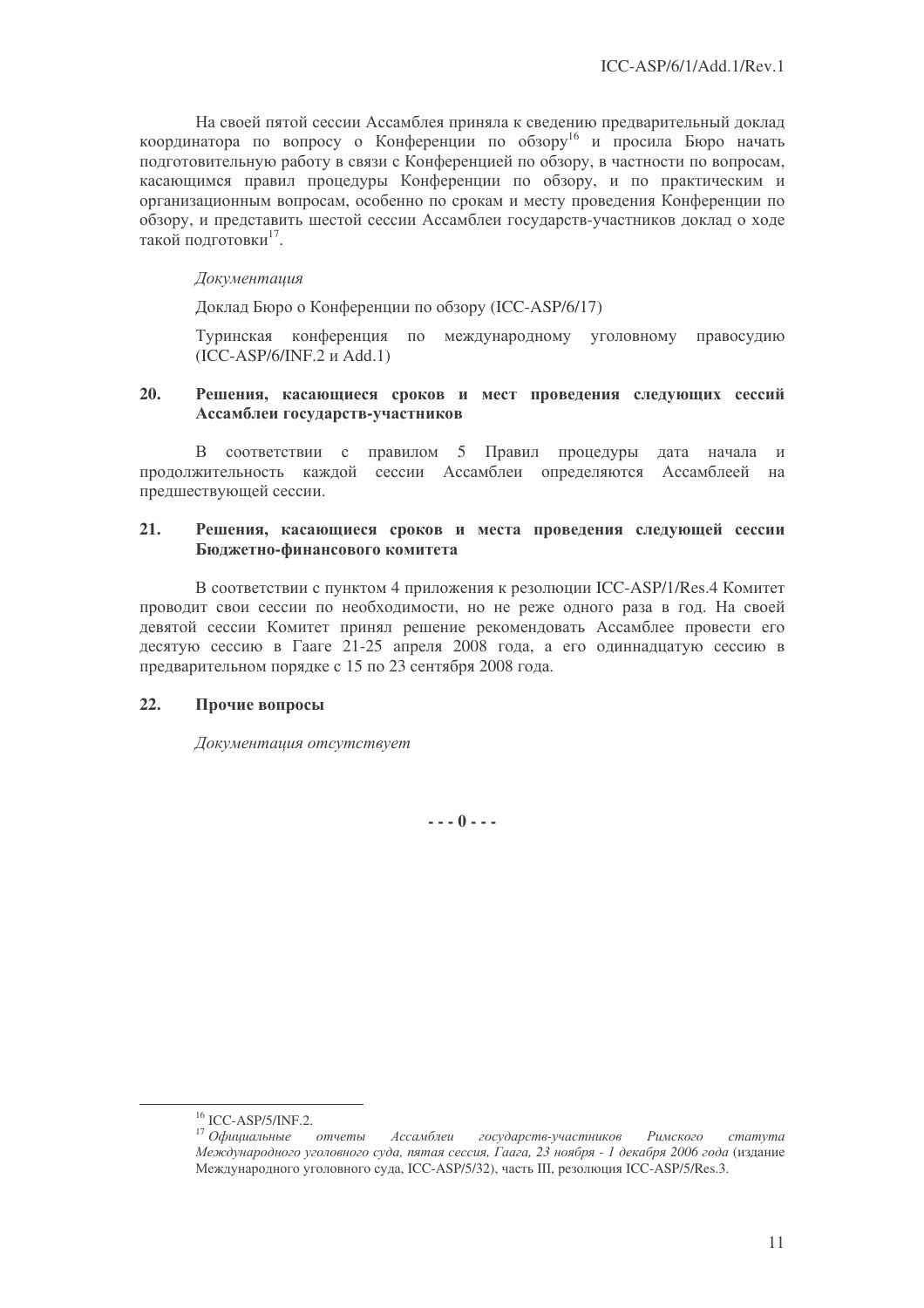На своей пятой сессии Ассамблея приняла к сведению предварительный доклад координатора по вопросу о Конференции по обзору[16] и просила Бюро начать подготовительную работу в связи с Конференцией по обзору, в частности по вопросам, касающимся правил процедуры Конференции по обзору, и по практическим и организационным вопросам, особенно по срокам и месту проведения Конференции по обзору, и представить шестой сессии Ассамблеи государств-участников доклад о ходе такой подготовки[17].

*Документация*

Доклад Бюро о Конференции по обзору (ICC-ASP/6/17)

Туринская конференция по международному уголовному правосудию (ICC-ASP/6/INF.2 и Add.1)

## 20. Решения, касающиеся сроков и мест проведения следующих сессий Ассамблеи государств-участников

В соответствии с правилом 5 Правил процедуры дата начала и продолжительность каждой сессии Ассамблеи определяются Ассамблеей на предшествующей сессии.

## 21. Решения, касающиеся сроков и места проведения следующей сессии Бюджетно-финансового комитета

В соответствии с пунктом 4 приложения к резолюции ICC-ASP/1/Res.4 Комитет проводит свои сессии по необходимости, но не реже одного раза в год. На своей девятой сессии Комитет принял решение рекомендовать Ассамблее провести его десятую сессию в Гааге 21-25 апреля 2008 года, а его одиннадцатую сессию в предварительном порядке с 15 по 23 сентября 2008 года.

## 22. Прочие вопросы

*Документация отсутствует*

**- - - 0 - - -**

---

[16] ICC-ASP/5/INF.2.

[17] *Официальные отчеты Ассамблеи государств-участников Римского статута Международного уголовного суда, пятая сессия, Гаага, 23 ноября - 1 декабря 2006 года* (издание Международного уголовного суда, ICC-ASP/5/32), часть III, резолюция ICC-ASP/5/Res.3.